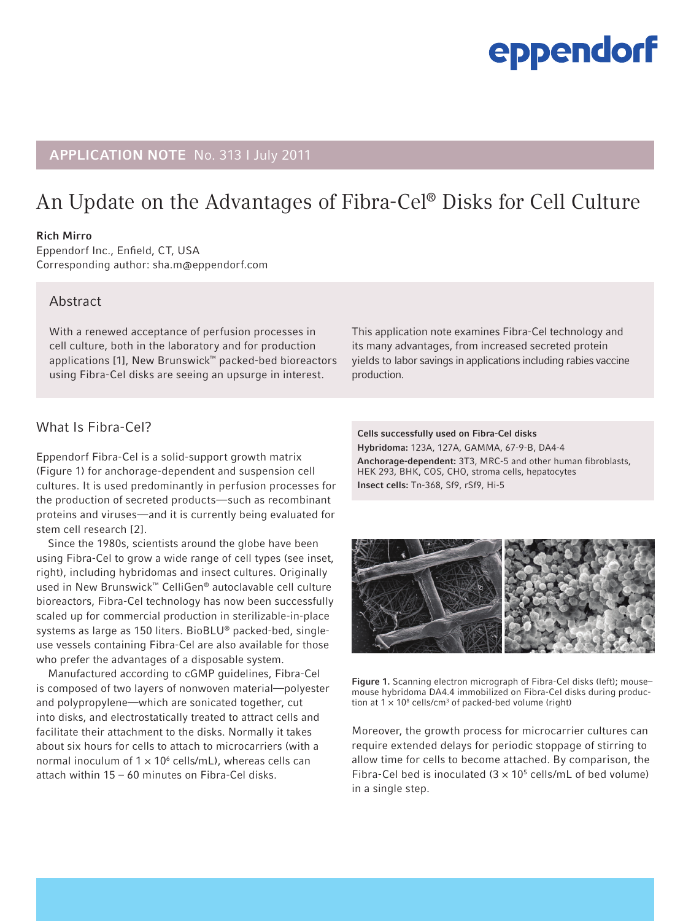**APPLICATION NOTE** No. 313 I July 2011

# An Update on the Advantages of Fibra-Cel® Disks for Cell Culture

**Rich Mirro**
Eppendorf Inc., Enfield, CT, USA
Corresponding author: sha.m@eppendorf.com

## Abstract

With a renewed acceptance of perfusion processes in cell culture, both in the laboratory and for production applications [1], New Brunswick™ packed-bed bioreactors using Fibra-Cel disks are seeing an upsurge in interest.

This application note examines Fibra-Cel technology and its many advantages, from increased secreted protein yields to labor savings in applications including rabies vaccine production.

## What Is Fibra-Cel?

Eppendorf Fibra-Cel is a solid-support growth matrix (Figure 1) for anchorage-dependent and suspension cell cultures. It is used predominantly in perfusion processes for the production of secreted products—such as recombinant proteins and viruses—and it is currently being evaluated for stem cell research [2].

Since the 1980s, scientists around the globe have been using Fibra-Cel to grow a wide range of cell types (see inset, right), including hybridomas and insect cultures. Originally used in New Brunswick™ CelliGen® autoclavable cell culture bioreactors, Fibra-Cel technology has now been successfully scaled up for commercial production in sterilizable-in-place systems as large as 150 liters. BioBLU® packed-bed, single-use vessels containing Fibra-Cel are also available for those who prefer the advantages of a disposable system.

Manufactured according to cGMP guidelines, Fibra-Cel is composed of two layers of nonwoven material—polyester and polypropylene—which are sonicated together, cut into disks, and electrostatically treated to attract cells and facilitate their attachment to the disks. Normally it takes about six hours for cells to attach to microcarriers (with a normal inoculum of $1 \times 10^6$ cells/mL), whereas cells can attach within 15 – 60 minutes on Fibra-Cel disks.

**Cells successfully used on Fibra-Cel disks**
**Hybridoma:** 123A, 127A, GAMMA, 67-9-B, DA4-4
**Anchorage-dependent:** 3T3, MRC-5 and other human fibroblasts, HEK 293, BHK, COS, CHO, stroma cells, hepatocytes
**Insect cells:** Tn-368, Sf9, rSf9, Hi-5

**Figure 1.** Scanning electron micrograph of Fibra-Cel disks (left); mouse–mouse hybridoma DA4.4 immobilized on Fibra-Cel disks during production at $1 \times 10^8$ cells/cm$^3$ of packed-bed volume (right)

Moreover, the growth process for microcarrier cultures can require extended delays for periodic stoppage of stirring to allow time for cells to become attached. By comparison, the Fibra-Cel bed is inoculated ($3 \times 10^5$ cells/mL of bed volume) in a single step.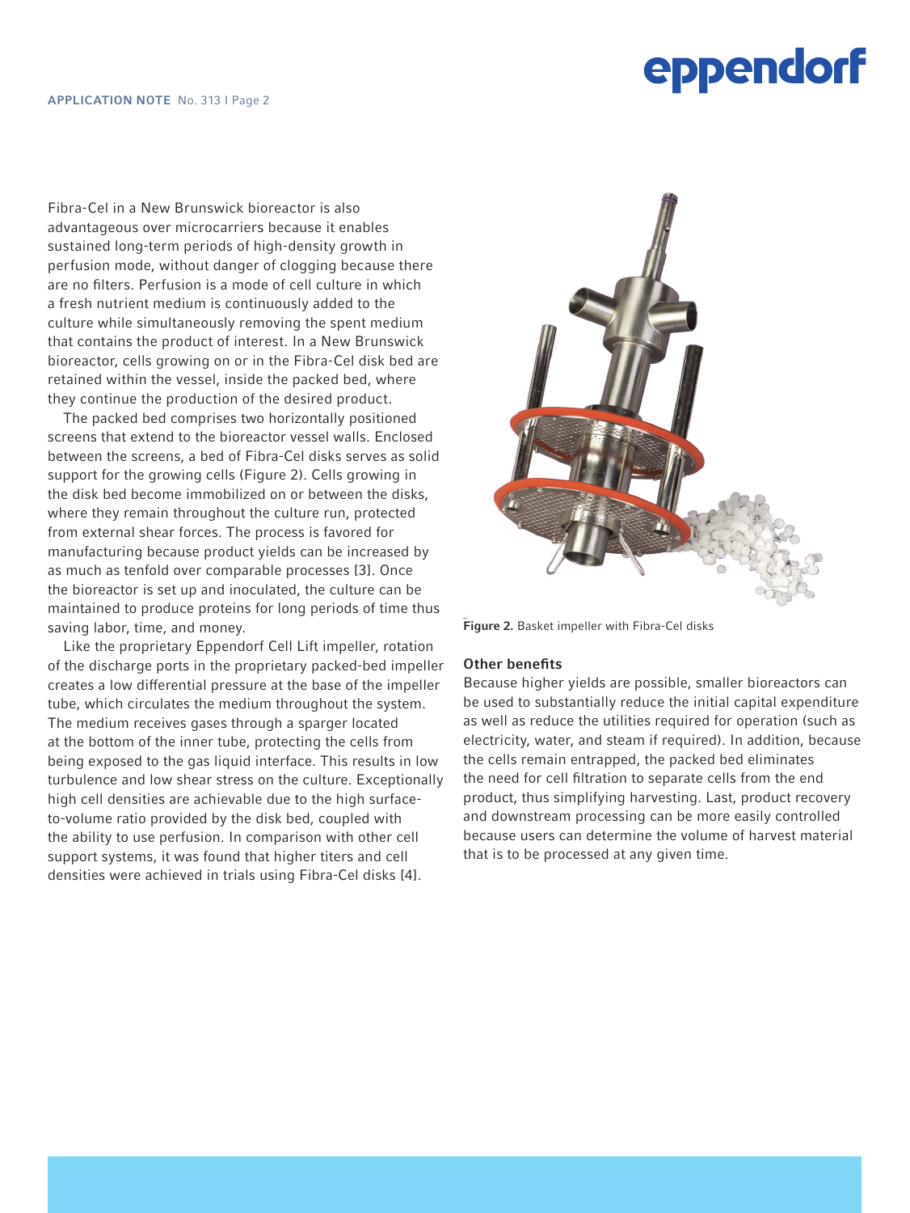Fibra-Cel in a New Brunswick bioreactor is also advantageous over microcarriers because it enables sustained long-term periods of high-density growth in perfusion mode, without danger of clogging because there are no filters. Perfusion is a mode of cell culture in which a fresh nutrient medium is continuously added to the culture while simultaneously removing the spent medium that contains the product of interest. In a New Brunswick bioreactor, cells growing on or in the Fibra-Cel disk bed are retained within the vessel, inside the packed bed, where they continue the production of the desired product.

The packed bed comprises two horizontally positioned screens that extend to the bioreactor vessel walls. Enclosed between the screens, a bed of Fibra-Cel disks serves as solid support for the growing cells (Figure 2). Cells growing in the disk bed become immobilized on or between the disks, where they remain throughout the culture run, protected from external shear forces. The process is favored for manufacturing because product yields can be increased by as much as tenfold over comparable processes [3]. Once the bioreactor is set up and inoculated, the culture can be maintained to produce proteins for long periods of time thus saving labor, time, and money.

Like the proprietary Eppendorf Cell Lift impeller, rotation of the discharge ports in the proprietary packed-bed impeller creates a low differential pressure at the base of the impeller tube, which circulates the medium throughout the system. The medium receives gases through a sparger located at the bottom of the inner tube, protecting the cells from being exposed to the gas liquid interface. This results in low turbulence and low shear stress on the culture. Exceptionally high cell densities are achievable due to the high surface-to-volume ratio provided by the disk bed, coupled with the ability to use perfusion. In comparison with other cell support systems, it was found that higher titers and cell densities were achieved in trials using Fibra-Cel disks [4].

**Figure 2.** Basket impeller with Fibra-Cel disks

### Other benefits

Because higher yields are possible, smaller bioreactors can be used to substantially reduce the initial capital expenditure as well as reduce the utilities required for operation (such as electricity, water, and steam if required). In addition, because the cells remain entrapped, the packed bed eliminates the need for cell filtration to separate cells from the end product, thus simplifying harvesting. Last, product recovery and downstream processing can be more easily controlled because users can determine the volume of harvest material that is to be processed at any given time.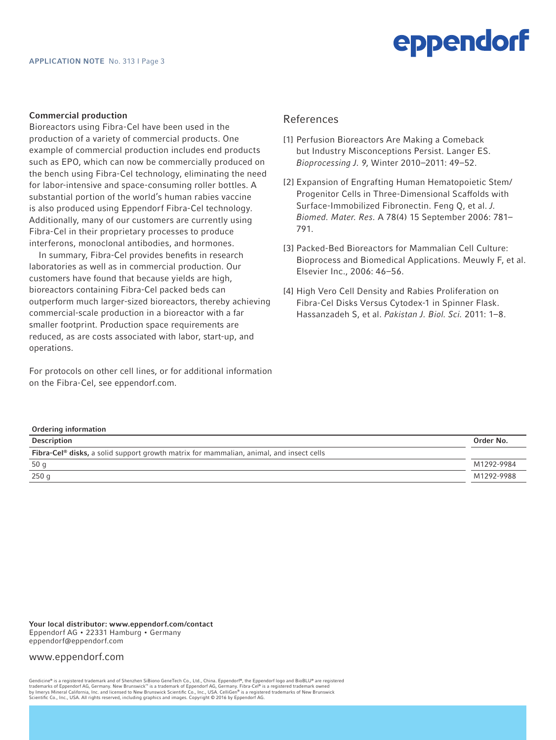### Commercial production

Bioreactors using Fibra-Cel have been used in the production of a variety of commercial products. One example of commercial production includes end products such as EPO, which can now be commercially produced on the bench using Fibra-Cel technology, eliminating the need for labor-intensive and space-consuming roller bottles. A substantial portion of the world's human rabies vaccine is also produced using Eppendorf Fibra-Cel technology. Additionally, many of our customers are currently using Fibra-Cel in their proprietary processes to produce interferons, monoclonal antibodies, and hormones.

In summary, Fibra-Cel provides benefits in research laboratories as well as in commercial production. Our customers have found that because yields are high, bioreactors containing Fibra-Cel packed beds can outperform much larger-sized bioreactors, thereby achieving commercial-scale production in a bioreactor with a far smaller footprint. Production space requirements are reduced, as are costs associated with labor, start-up, and operations.

For protocols on other cell lines, or for additional information on the Fibra-Cel, see eppendorf.com.

## References

[1] Perfusion Bioreactors Are Making a Comeback but Industry Misconceptions Persist. Langer ES. *Bioprocessing J. 9*, Winter 2010–2011: 49–52.

[2] Expansion of Engrafting Human Hematopoietic Stem/Progenitor Cells in Three-Dimensional Scaffolds with Surface-Immobilized Fibronectin. Feng Q, et al. *J. Biomed. Mater. Res.* A 78(4) 15 September 2006: 781–791.

[3] Packed-Bed Bioreactors for Mammalian Cell Culture: Bioprocess and Biomedical Applications. Meuwly F, et al. Elsevier Inc., 2006: 46–56.

[4] High Vero Cell Density and Rabies Proliferation on Fibra-Cel Disks Versus Cytodex-1 in Spinner Flask. Hassanzadeh S, et al. *Pakistan J. Biol. Sci.* 2011: 1–8.

**Ordering information**

| Description | Order No. |
|---|---|
| **Fibra-Cel® disks,** a solid support growth matrix for mammalian, animal, and insect cells | |
| 50 g | M1292-9984 |
| 250 g | M1292-9988 |

**Your local distributor: www.eppendorf.com/contact**
Eppendorf AG • 22331 Hamburg • Germany
eppendorf@eppendorf.com

www.eppendorf.com

Gendicine® is a registered trademark and of Shenzhen SiBiono GeneTech Co., Ltd., China. Eppendorf®, the Eppendorf logo and BioBLU® are registered trademarks of Eppendorf AG, Germany. New Brunswick™ is a trademark of Eppendorf AG, Germany. Fibra-Cel® is a registered trademark owned by Imerys Mineral California, Inc. and licensed to New Brunswick Scientific Co., Inc., USA. CelliGen® is a registered trademarks of New Brunswick Scientific Co., Inc., USA. All rights reserved, including graphics and images. Copyright © 2016 by Eppendorf AG.